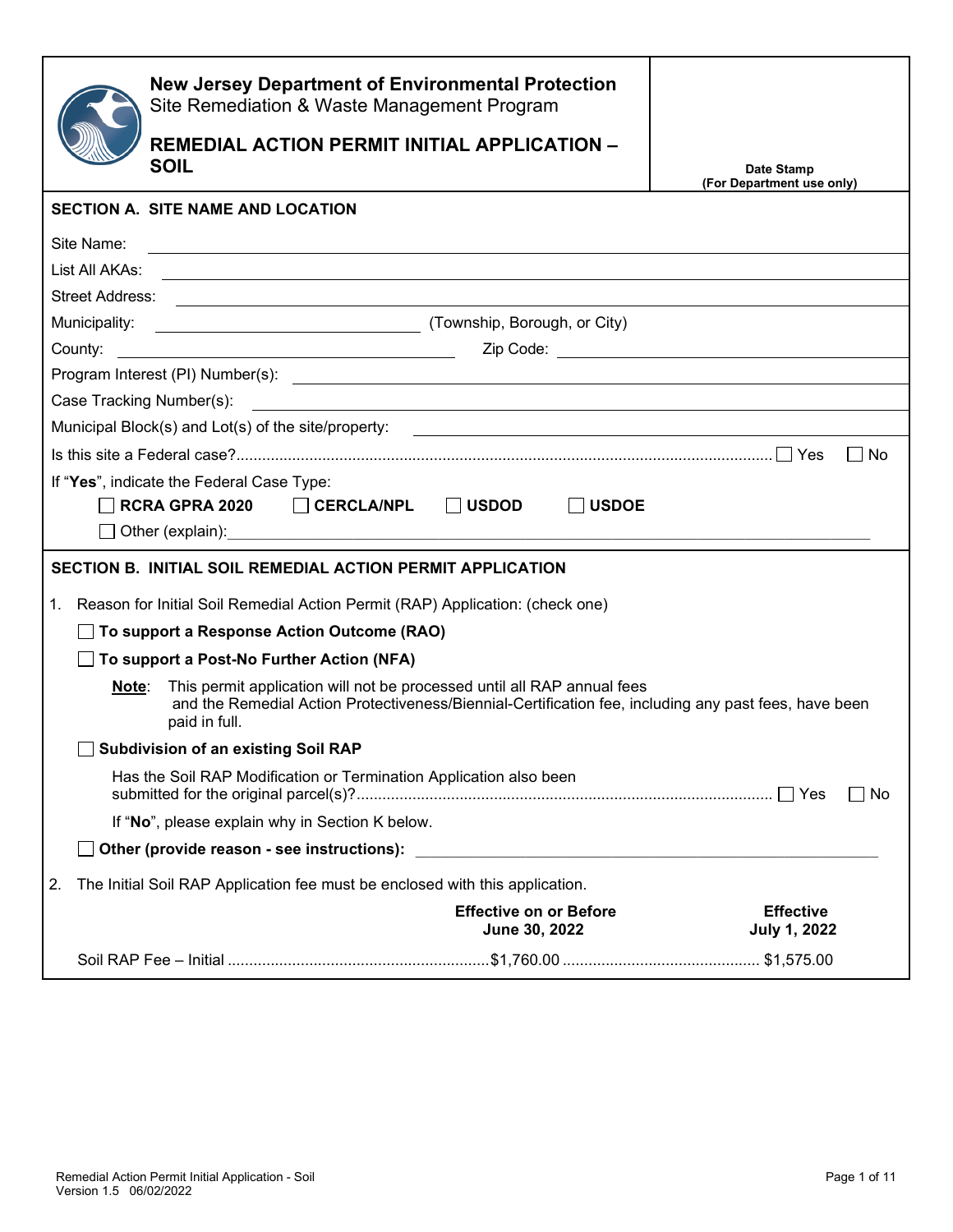**New Jersey Department of Environmental Protection**
Site Remediation & Waste Management Program

# REMEDIAL ACTION PERMIT INITIAL APPLICATION – SOIL

**Date Stamp (For Department use only)**

## SECTION A. SITE NAME AND LOCATION

Site Name: ______________________________

List All AKAs: ______________________________

Street Address: ______________________________

Municipality: ______________________________ (Township, Borough, or City)

County: ______________________________ Zip Code: ______________________________

Program Interest (PI) Number(s): ______________________________

Case Tracking Number(s): ______________________________

Municipal Block(s) and Lot(s) of the site/property: ______________________________

Is this site a Federal case?............................................................ ☐ Yes ☐ No

If "**Yes**", indicate the Federal Case Type:

☐ **RCRA GPRA 2020** ☐ **CERCLA/NPL** ☐ **USDOD** ☐ **USDOE**

☐ Other (explain): ______________________________

## SECTION B. INITIAL SOIL REMEDIAL ACTION PERMIT APPLICATION

1. Reason for Initial Soil Remedial Action Permit (RAP) Application: (check one)

   ☐ **To support a Response Action Outcome (RAO)**

   ☐ **To support a Post-No Further Action (NFA)**

   **Note**: This permit application will not be processed until all RAP annual fees and the Remedial Action Protectiveness/Biennial-Certification fee, including any past fees, have been paid in full.

   ☐ **Subdivision of an existing Soil RAP**

   Has the Soil RAP Modification or Termination Application also been submitted for the original parcel(s)?............................................................ ☐ Yes ☐ No

   If "**No**", please explain why in Section K below.

   ☐ **Other (provide reason - see instructions):** ______________________________

2. The Initial Soil RAP Application fee must be enclosed with this application.

| | Effective on or Before June 30, 2022 | Effective July 1, 2022 |
|---|---|---|
| Soil RAP Fee – Initial | $1,760.00 | $1,575.00 |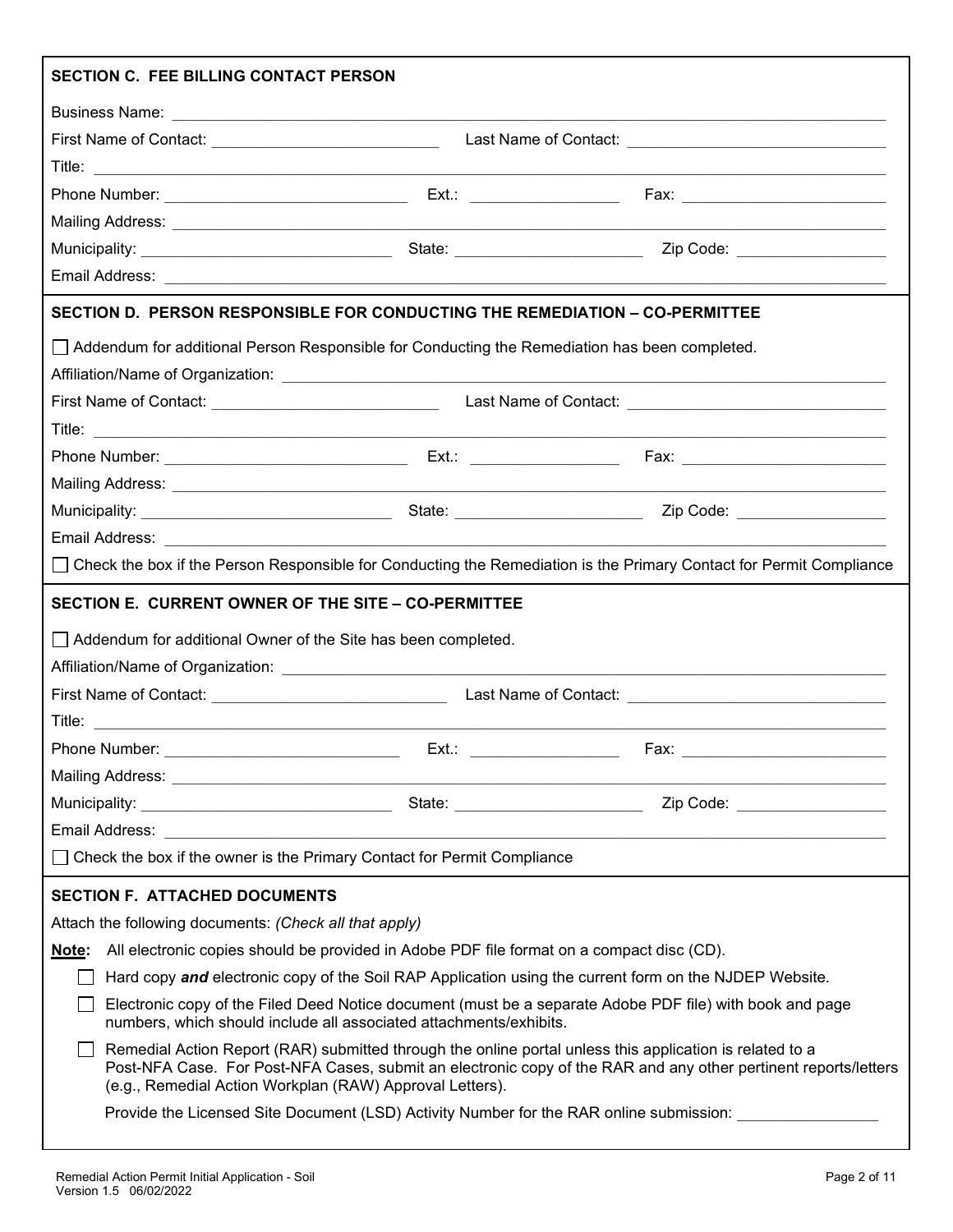## SECTION C. FEE BILLING CONTACT PERSON

Business Name: ______________________________

First Name of Contact: ______________________ Last Name of Contact: ______________________

Title: ______________________________

Phone Number: ______________________ Ext.: ____________ Fax: ______________________

Mailing Address: ______________________________

Municipality: ______________________ State: ______________________ Zip Code: ______________

Email Address: ______________________________

## SECTION D. PERSON RESPONSIBLE FOR CONDUCTING THE REMEDIATION – CO-PERMITTEE

☐ Addendum for additional Person Responsible for Conducting the Remediation has been completed.

Affiliation/Name of Organization: ______________________________

First Name of Contact: ______________________ Last Name of Contact: ______________________

Title: ______________________________

Phone Number: ______________________ Ext.: ____________ Fax: ______________________

Mailing Address: ______________________________

Municipality: ______________________ State: ______________________ Zip Code: ______________

Email Address: ______________________________

☐ Check the box if the Person Responsible for Conducting the Remediation is the Primary Contact for Permit Compliance

## SECTION E. CURRENT OWNER OF THE SITE – CO-PERMITTEE

☐ Addendum for additional Owner of the Site has been completed.

Affiliation/Name of Organization: ______________________________

First Name of Contact: ______________________ Last Name of Contact: ______________________

Title: ______________________________

Phone Number: ______________________ Ext.: ____________ Fax: ______________________

Mailing Address: ______________________________

Municipality: ______________________ State: ______________________ Zip Code: ______________

Email Address: ______________________________

☐ Check the box if the owner is the Primary Contact for Permit Compliance

## SECTION F. ATTACHED DOCUMENTS

Attach the following documents: *(Check all that apply)*

**Note:** All electronic copies should be provided in Adobe PDF file format on a compact disc (CD).

☐ Hard copy ***and*** electronic copy of the Soil RAP Application using the current form on the NJDEP Website.

☐ Electronic copy of the Filed Deed Notice document (must be a separate Adobe PDF file) with book and page numbers, which should include all associated attachments/exhibits.

☐ Remedial Action Report (RAR) submitted through the online portal unless this application is related to a Post-NFA Case. For Post-NFA Cases, submit an electronic copy of the RAR and any other pertinent reports/letters (e.g., Remedial Action Workplan (RAW) Approval Letters).

Provide the Licensed Site Document (LSD) Activity Number for the RAR online submission: ______________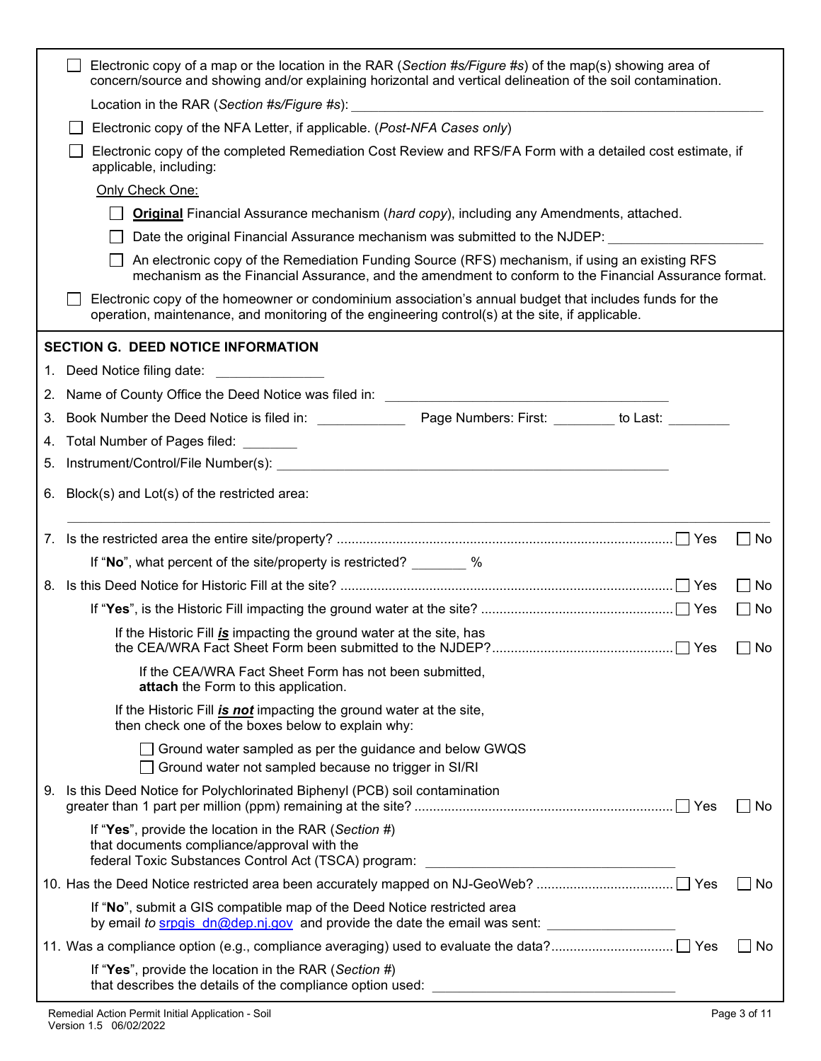- ☐ Electronic copy of a map or the location in the RAR (*Section #s/Figure #s*) of the map(s) showing area of concern/source and showing and/or explaining horizontal and vertical delineation of the soil contamination.

  Location in the RAR (*Section #s/Figure #s*): ______________________________

- ☐ Electronic copy of the NFA Letter, if applicable. (*Post-NFA Cases only*)
- ☐ Electronic copy of the completed Remediation Cost Review and RFS/FA Form with a detailed cost estimate, if applicable, including:

  Only Check One:

  - ☐ **Original** Financial Assurance mechanism (*hard copy*), including any Amendments, attached.
  - ☐ Date the original Financial Assurance mechanism was submitted to the NJDEP: ____________________
  - ☐ An electronic copy of the Remediation Funding Source (RFS) mechanism, if using an existing RFS mechanism as the Financial Assurance, and the amendment to conform to the Financial Assurance format.

- ☐ Electronic copy of the homeowner or condominium association's annual budget that includes funds for the operation, maintenance, and monitoring of the engineering control(s) at the site, if applicable.

## SECTION G. DEED NOTICE INFORMATION

1. Deed Notice filing date: ______________
2. Name of County Office the Deed Notice was filed in: ______________________________
3. Book Number the Deed Notice is filed in: ____________ Page Numbers: First: ________ to Last: ________
4. Total Number of Pages filed: _______
5. Instrument/Control/File Number(s): ______________________________
6. Block(s) and Lot(s) of the restricted area:

   ______________________________

7. Is the restricted area the entire site/property? ☐ Yes ☐ No

   If "**No**", what percent of the site/property is restricted? _______ %

8. Is this Deed Notice for Historic Fill at the site? ☐ Yes ☐ No

   If "**Yes**", is the Historic Fill impacting the ground water at the site? ☐ Yes ☐ No

   If the Historic Fill ***is*** impacting the ground water at the site, has the CEA/WRA Fact Sheet Form been submitted to the NJDEP? ☐ Yes ☐ No

   If the CEA/WRA Fact Sheet Form has not been submitted, **attach** the Form to this application.

   If the Historic Fill ***is not*** impacting the ground water at the site, then check one of the boxes below to explain why:

   - ☐ Ground water sampled as per the guidance and below GWQS
   - ☐ Ground water not sampled because no trigger in SI/RI

9. Is this Deed Notice for Polychlorinated Biphenyl (PCB) soil contamination greater than 1 part per million (ppm) remaining at the site? ☐ Yes ☐ No

   If "**Yes**", provide the location in the RAR (*Section #*) that documents compliance/approval with the federal Toxic Substances Control Act (TSCA) program: ______________________________

10. Has the Deed Notice restricted area been accurately mapped on NJ-GeoWeb? ☐ Yes ☐ No

    If "**No**", submit a GIS compatible map of the Deed Notice restricted area by email *to* srpgis_dn@dep.nj.gov and provide the date the email was sent: ________________

11. Was a compliance option (e.g., compliance averaging) used to evaluate the data? ☐ Yes ☐ No

    If "**Yes**", provide the location in the RAR (*Section #*) that describes the details of the compliance option used: ______________________________

Remediation Action Permit Initial Application - Soil
Version 1.5 06/02/2022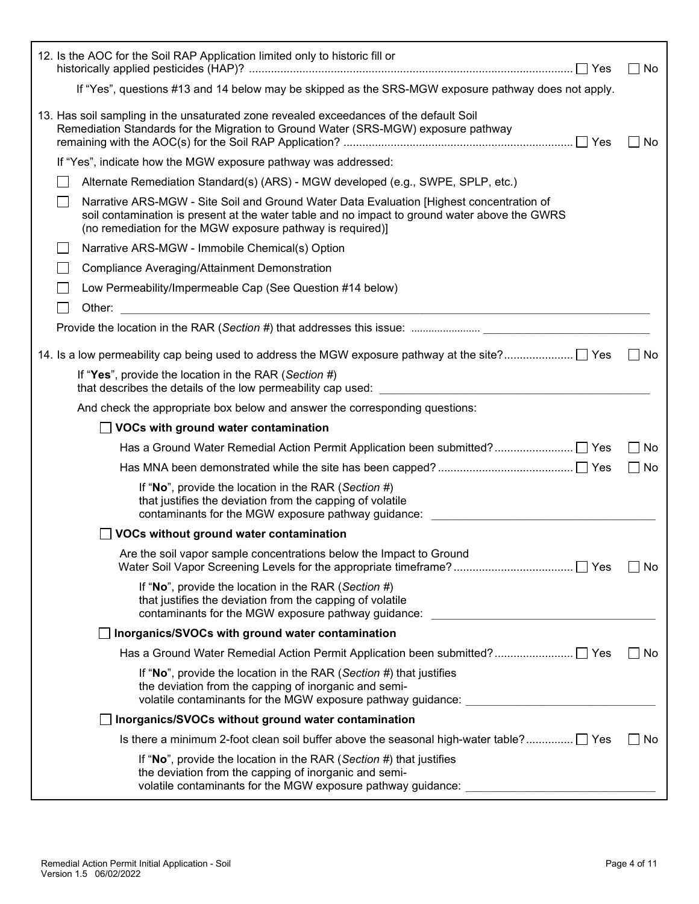12. Is the AOC for the Soil RAP Application limited only to historic fill or historically applied pesticides (HAP)? ☐ Yes ☐ No

    If "Yes", questions #13 and 14 below may be skipped as the SRS-MGW exposure pathway does not apply.

13. Has soil sampling in the unsaturated zone revealed exceedances of the default Soil Remediation Standards for the Migration to Ground Water (SRS-MGW) exposure pathway remaining with the AOC(s) for the Soil RAP Application? ☐ Yes ☐ No

    If "Yes", indicate how the MGW exposure pathway was addressed:

    - ☐ Alternate Remediation Standard(s) (ARS) - MGW developed (e.g., SWPE, SPLP, etc.)
    - ☐ Narrative ARS-MGW - Site Soil and Ground Water Data Evaluation [Highest concentration of soil contamination is present at the water table and no impact to ground water above the GWRS (no remediation for the MGW exposure pathway is required)]
    - ☐ Narrative ARS-MGW - Immobile Chemical(s) Option
    - ☐ Compliance Averaging/Attainment Demonstration
    - ☐ Low Permeability/Impermeable Cap (See Question #14 below)
    - ☐ Other: ____________________

    Provide the location in the RAR (*Section #*) that addresses this issue: ____________________

14. Is a low permeability cap being used to address the MGW exposure pathway at the site? ☐ Yes ☐ No

    If "**Yes**", provide the location in the RAR (*Section #*) that describes the details of the low permeability cap used: ____________________

    And check the appropriate box below and answer the corresponding questions:

    ☐ **VOCs with ground water contamination**

    Has a Ground Water Remedial Action Permit Application been submitted? ☐ Yes ☐ No

    Has MNA been demonstrated while the site has been capped? ☐ Yes ☐ No

    If "**No**", provide the location in the RAR (*Section #*) that justifies the deviation from the capping of volatile contaminants for the MGW exposure pathway guidance: ____________________

    ☐ **VOCs without ground water contamination**

    Are the soil vapor sample concentrations below the Impact to Ground Water Soil Vapor Screening Levels for the appropriate timeframe? ☐ Yes ☐ No

    If "**No**", provide the location in the RAR (*Section #*) that justifies the deviation from the capping of volatile contaminants for the MGW exposure pathway guidance: ____________________

    ☐ **Inorganics/SVOCs with ground water contamination**

    Has a Ground Water Remedial Action Permit Application been submitted? ☐ Yes ☐ No

    If "**No**", provide the location in the RAR (*Section #*) that justifies the deviation from the capping of inorganic and semi-volatile contaminants for the MGW exposure pathway guidance: ____________________

    ☐ **Inorganics/SVOCs without ground water contamination**

    Is there a minimum 2-foot clean soil buffer above the seasonal high-water table? ☐ Yes ☐ No

    If "**No**", provide the location in the RAR (*Section #*) that justifies the deviation from the capping of inorganic and semi-volatile contaminants for the MGW exposure pathway guidance: ____________________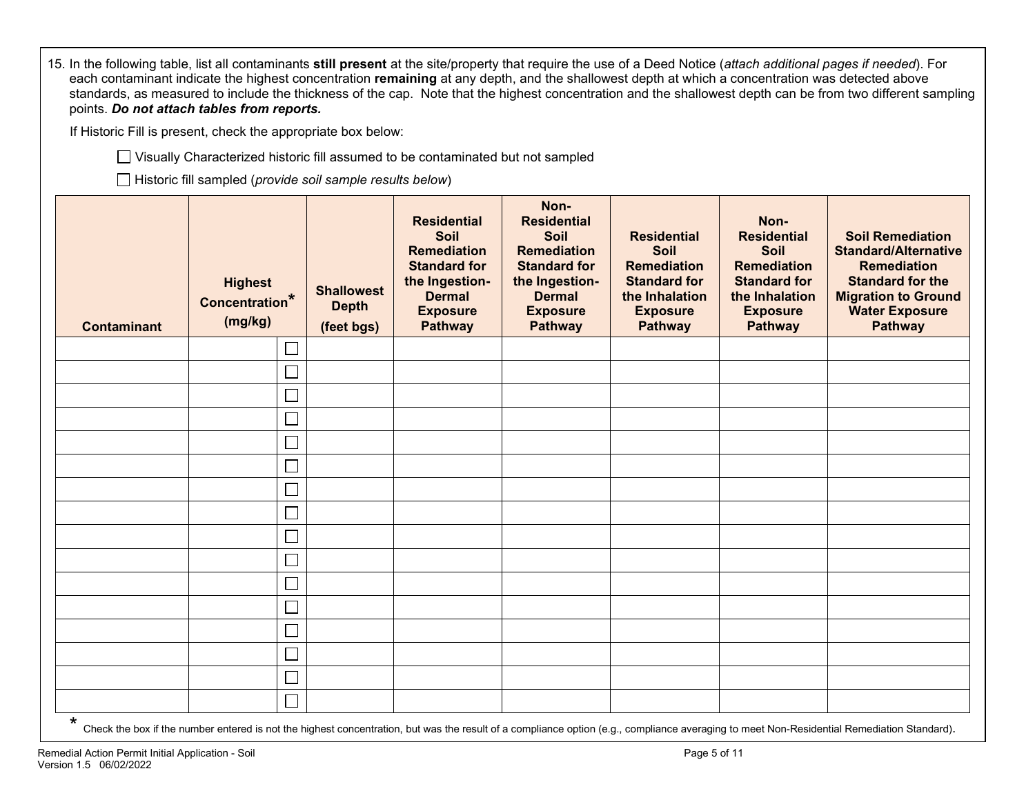15. In the following table, list all contaminants **still present** at the site/property that require the use of a Deed Notice (*attach additional pages if needed*). For each contaminant indicate the highest concentration **remaining** at any depth, and the shallowest depth at which a concentration was detected above standards, as measured to include the thickness of the cap. Note that the highest concentration and the shallowest depth can be from two different sampling points. ***Do not attach tables from reports.***

    If Historic Fill is present, check the appropriate box below:

    ☐ Visually Characterized historic fill assumed to be contaminated but not sampled

    ☐ Historic fill sampled (*provide soil sample results below*)

| Contaminant | Highest Concentration* (mg/kg) | | Shallowest Depth (feet bgs) | Residential Soil Remediation Standard for the Ingestion-Dermal Exposure Pathway | Non-Residential Soil Remediation Standard for the Ingestion-Dermal Exposure Pathway | Residential Soil Remediation Standard for the Inhalation Exposure Pathway | Non-Residential Soil Remediation Standard for the Inhalation Exposure Pathway | Soil Remediation Standard/Alternative Remediation Standard for the Migration to Ground Water Exposure Pathway |
|---|---|---|---|---|---|---|---|---|
| | | ☐ | | | | | | |
| | | ☐ | | | | | | |
| | | ☐ | | | | | | |
| | | ☐ | | | | | | |
| | | ☐ | | | | | | |
| | | ☐ | | | | | | |
| | | ☐ | | | | | | |
| | | ☐ | | | | | | |
| | | ☐ | | | | | | |
| | | ☐ | | | | | | |
| | | ☐ | | | | | | |
| | | ☐ | | | | | | |
| | | ☐ | | | | | | |
| | | ☐ | | | | | | |
| | | ☐ | | | | | | |
| | | ☐ | | | | | | |

\* Check the box if the number entered is not the highest concentration, but was the result of a compliance option (e.g., compliance averaging to meet Non-Residential Remediation Standard).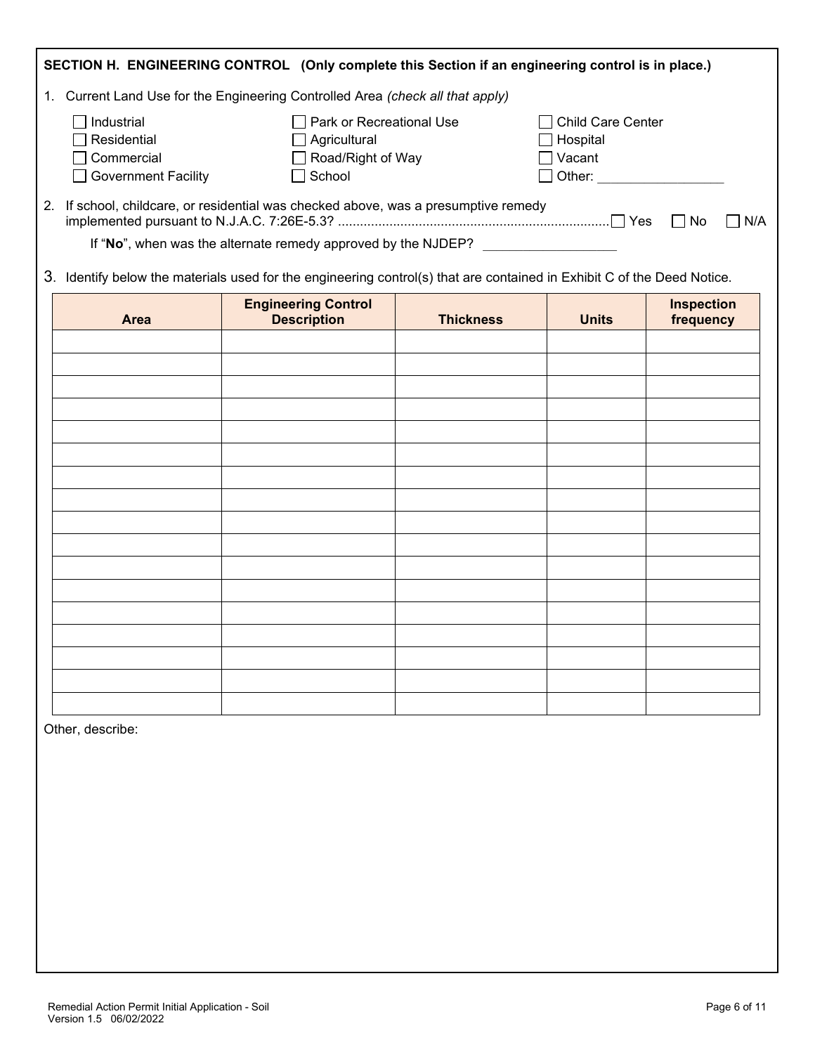## SECTION H. ENGINEERING CONTROL (Only complete this Section if an engineering control is in place.)

1. Current Land Use for the Engineering Controlled Area *(check all that apply)*

☐ Industrial
☐ Residential
☐ Commercial
☐ Government Facility
☐ Park or Recreational Use
☐ Agricultural
☐ Road/Right of Way
☐ School
☐ Child Care Center
☐ Hospital
☐ Vacant
☐ Other: _______________

2. If school, childcare, or residential was checked above, was a presumptive remedy implemented pursuant to N.J.A.C. 7:26E-5.3? .......................................................................... ☐ Yes ☐ No ☐ N/A

   If "**No**", when was the alternate remedy approved by the NJDEP? _______________

3. Identify below the materials used for the engineering control(s) that are contained in Exhibit C of the Deed Notice.

| Area | Engineering Control Description | Thickness | Units | Inspection frequency |
|---|---|---|---|---|
| | | | | |
| | | | | |
| | | | | |
| | | | | |
| | | | | |
| | | | | |
| | | | | |
| | | | | |
| | | | | |
| | | | | |
| | | | | |
| | | | | |
| | | | | |
| | | | | |
| | | | | |
| | | | | |
| | | | | |

Other, describe: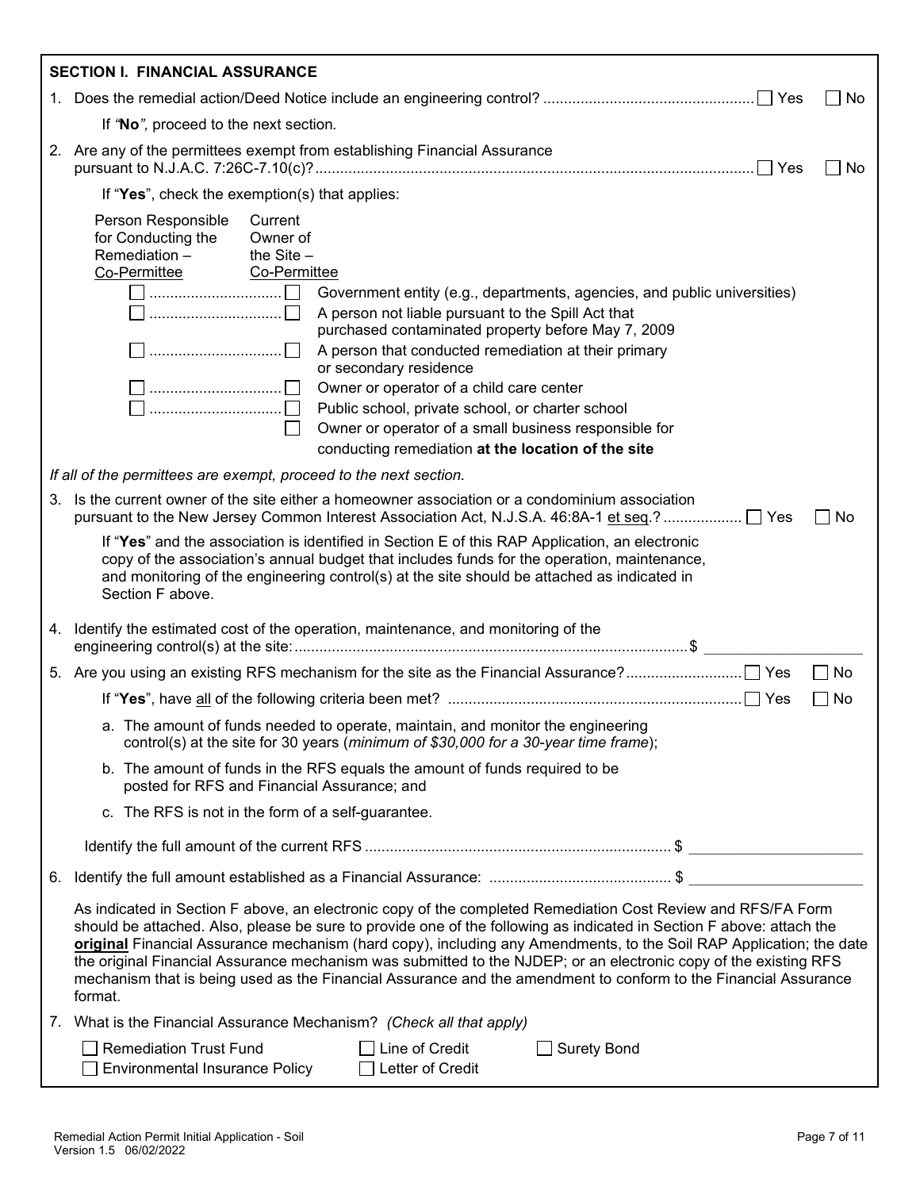## SECTION I. FINANCIAL ASSURANCE

1. Does the remedial action/Deed Notice include an engineering control? ☐ Yes ☐ No

   If *"**No**", proceed to the next section.*

2. Are any of the permittees exempt from establishing Financial Assurance pursuant to N.J.A.C. 7:26C-7.10(c)? ☐ Yes ☐ No

   If "**Yes**", check the exemption(s) that applies:

| Person Responsible for Conducting the Remediation – Co-Permittee | Current Owner of the Site – Co-Permittee | |
|---|---|---|
| ☐ | ☐ | Government entity (e.g., departments, agencies, and public universities) |
| ☐ | ☐ | A person not liable pursuant to the Spill Act that purchased contaminated property before May 7, 2009 |
| ☐ | ☐ | A person that conducted remediation at their primary or secondary residence |
| ☐ | ☐ | Owner or operator of a child care center |
| ☐ | ☐ | Public school, private school, or charter school |
| | ☐ | Owner or operator of a small business responsible for conducting remediation **at the location of the site** |

*If all of the permittees are exempt, proceed to the next section.*

3. Is the current owner of the site either a homeowner association or a condominium association pursuant to the New Jersey Common Interest Association Act, N.J.S.A. 46:8A-1 et seq.? ☐ Yes ☐ No

   If "**Yes**" and the association is identified in Section E of this RAP Application, an electronic copy of the association's annual budget that includes funds for the operation, maintenance, and monitoring of the engineering control(s) at the site should be attached as indicated in Section F above.

4. Identify the estimated cost of the operation, maintenance, and monitoring of the engineering control(s) at the site: $ ____________

5. Are you using an existing RFS mechanism for the site as the Financial Assurance? ☐ Yes ☐ No

   If "**Yes**", have all of the following criteria been met? ☐ Yes ☐ No

   a. The amount of funds needed to operate, maintain, and monitor the engineering control(s) at the site for 30 years (*minimum of $30,000 for a 30-year time frame*);

   b. The amount of funds in the RFS equals the amount of funds required to be posted for RFS and Financial Assurance; and

   c. The RFS is not in the form of a self-guarantee.

   Identify the full amount of the current RFS $ ____________

6. Identify the full amount established as a Financial Assurance: $ ____________

   As indicated in Section F above, an electronic copy of the completed Remediation Cost Review and RFS/FA Form should be attached. Also, please be sure to provide one of the following as indicated in Section F above: attach the **original** Financial Assurance mechanism (hard copy), including any Amendments, to the Soil RAP Application; the date the original Financial Assurance mechanism was submitted to the NJDEP; or an electronic copy of the existing RFS mechanism that is being used as the Financial Assurance and the amendment to conform to the Financial Assurance format.

7. What is the Financial Assurance Mechanism? *(Check all that apply)*

   ☐ Remediation Trust Fund ☐ Line of Credit ☐ Surety Bond
   ☐ Environmental Insurance Policy ☐ Letter of Credit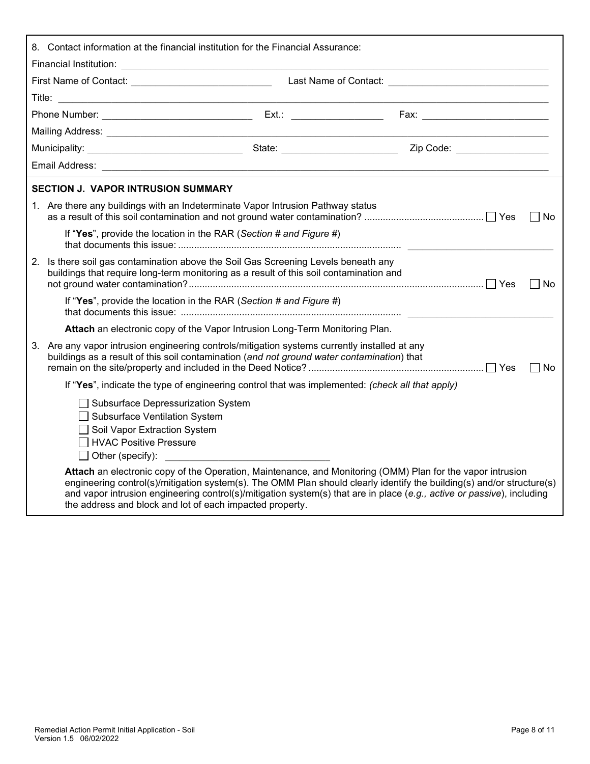8. Contact information at the financial institution for the Financial Assurance:

Financial Institution: ______________________________

First Name of Contact: ______________________ Last Name of Contact: ______________________

Title: ______________________________

Phone Number: ______________________ Ext.: ____________ Fax: ______________________

Mailing Address: ______________________________

Municipality: ______________________ State: ______________________ Zip Code: ____________

Email Address: ______________________________

**SECTION J. VAPOR INTRUSION SUMMARY**

1. Are there any buildings with an Indeterminate Vapor Intrusion Pathway status as a result of this soil contamination and not ground water contamination? ☐ Yes ☐ No

   If "**Yes**", provide the location in the RAR (*Section # and Figure #*) that documents this issue: ______________________

2. Is there soil gas contamination above the Soil Gas Screening Levels beneath any buildings that require long-term monitoring as a result of this soil contamination and not ground water contamination? ☐ Yes ☐ No

   If "**Yes**", provide the location in the RAR (*Section # and Figure #*) that documents this issue: ______________________

   **Attach** an electronic copy of the Vapor Intrusion Long-Term Monitoring Plan.

3. Are any vapor intrusion engineering controls/mitigation systems currently installed at any buildings as a result of this soil contamination (*and not ground water contamination*) that remain on the site/property and included in the Deed Notice? ☐ Yes ☐ No

   If "**Yes**", indicate the type of engineering control that was implemented: *(check all that apply)*

   ☐ Subsurface Depressurization System
   ☐ Subsurface Ventilation System
   ☐ Soil Vapor Extraction System
   ☐ HVAC Positive Pressure
   ☐ Other (specify): ______________________

   **Attach** an electronic copy of the Operation, Maintenance, and Monitoring (OMM) Plan for the vapor intrusion engineering control(s)/mitigation system(s). The OMM Plan should clearly identify the building(s) and/or structure(s) and vapor intrusion engineering control(s)/mitigation system(s) that are in place (*e.g., active or passive*), including the address and block and lot of each impacted property.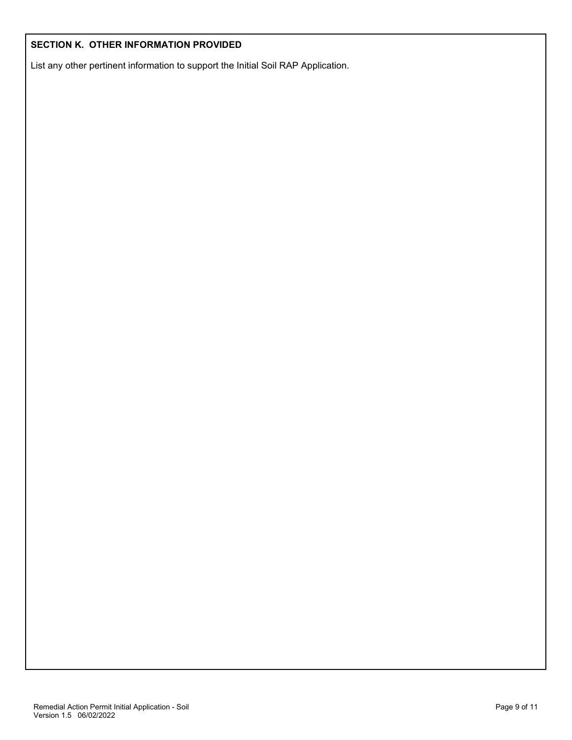## SECTION K. OTHER INFORMATION PROVIDED

List any other pertinent information to support the Initial Soil RAP Application.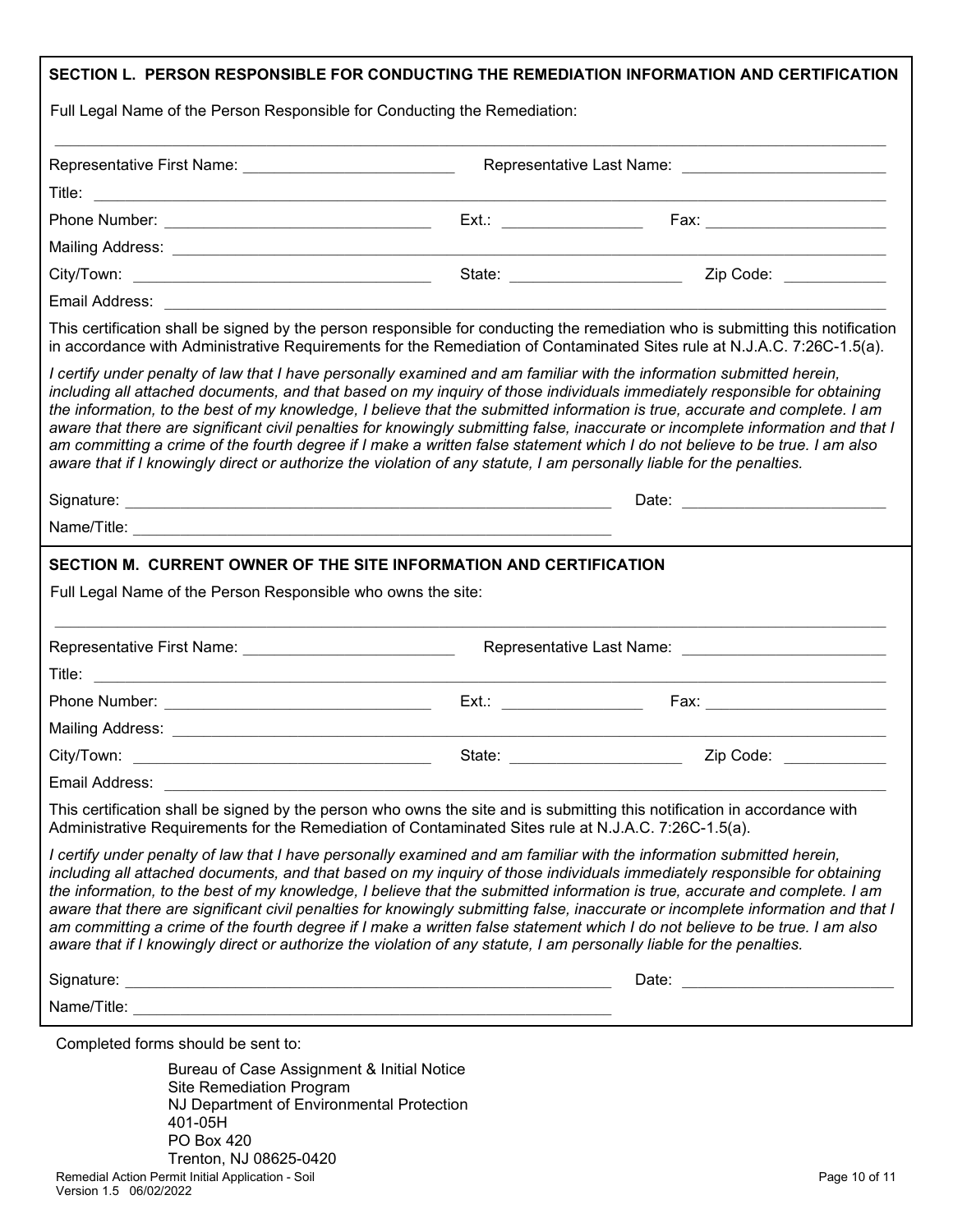## SECTION L. PERSON RESPONSIBLE FOR CONDUCTING THE REMEDIATION INFORMATION AND CERTIFICATION

Full Legal Name of the Person Responsible for Conducting the Remediation:

_______________________________________________________________________________

Representative First Name: ________________________ Representative Last Name: ________________________

Title: _______________________________________________________________________________

Phone Number: ______________________________ Ext.: ________________ Fax: ____________________

Mailing Address: _______________________________________________________________________

City/Town: __________________________________ State: ____________________ Zip Code: ____________

Email Address: _________________________________________________________________________

This certification shall be signed by the person responsible for conducting the remediation who is submitting this notification in accordance with Administrative Requirements for the Remediation of Contaminated Sites rule at N.J.A.C. 7:26C-1.5(a).

*I certify under penalty of law that I have personally examined and am familiar with the information submitted herein, including all attached documents, and that based on my inquiry of those individuals immediately responsible for obtaining the information, to the best of my knowledge, I believe that the submitted information is true, accurate and complete. I am aware that there are significant civil penalties for knowingly submitting false, inaccurate or incomplete information and that I am committing a crime of the fourth degree if I make a written false statement which I do not believe to be true. I am also aware that if I knowingly direct or authorize the violation of any statute, I am personally liable for the penalties.*

Signature: ___________________________________________________________ Date: ________________________

Name/Title: __________________________________________________________

## SECTION M. CURRENT OWNER OF THE SITE INFORMATION AND CERTIFICATION

Full Legal Name of the Person Responsible who owns the site:

_______________________________________________________________________________

Representative First Name: ________________________ Representative Last Name: ________________________

Title: _______________________________________________________________________________

Phone Number: ______________________________ Ext.: ________________ Fax: ____________________

Mailing Address: _______________________________________________________________________

City/Town: __________________________________ State: ____________________ Zip Code: ____________

Email Address: _________________________________________________________________________

This certification shall be signed by the person who owns the site and is submitting this notification in accordance with Administrative Requirements for the Remediation of Contaminated Sites rule at N.J.A.C. 7:26C-1.5(a).

*I certify under penalty of law that I have personally examined and am familiar with the information submitted herein, including all attached documents, and that based on my inquiry of those individuals immediately responsible for obtaining the information, to the best of my knowledge, I believe that the submitted information is true, accurate and complete. I am aware that there are significant civil penalties for knowingly submitting false, inaccurate or incomplete information and that I am committing a crime of the fourth degree if I make a written false statement which I do not believe to be true. I am also aware that if I knowingly direct or authorize the violation of any statute, I am personally liable for the penalties.*

Signature: ___________________________________________________________ Date: ________________________

Name/Title: __________________________________________________________

Completed forms should be sent to:

Bureau of Case Assignment & Initial Notice
Site Remediation Program
NJ Department of Environmental Protection
401-05H
PO Box 420
Trenton, NJ 08625-0420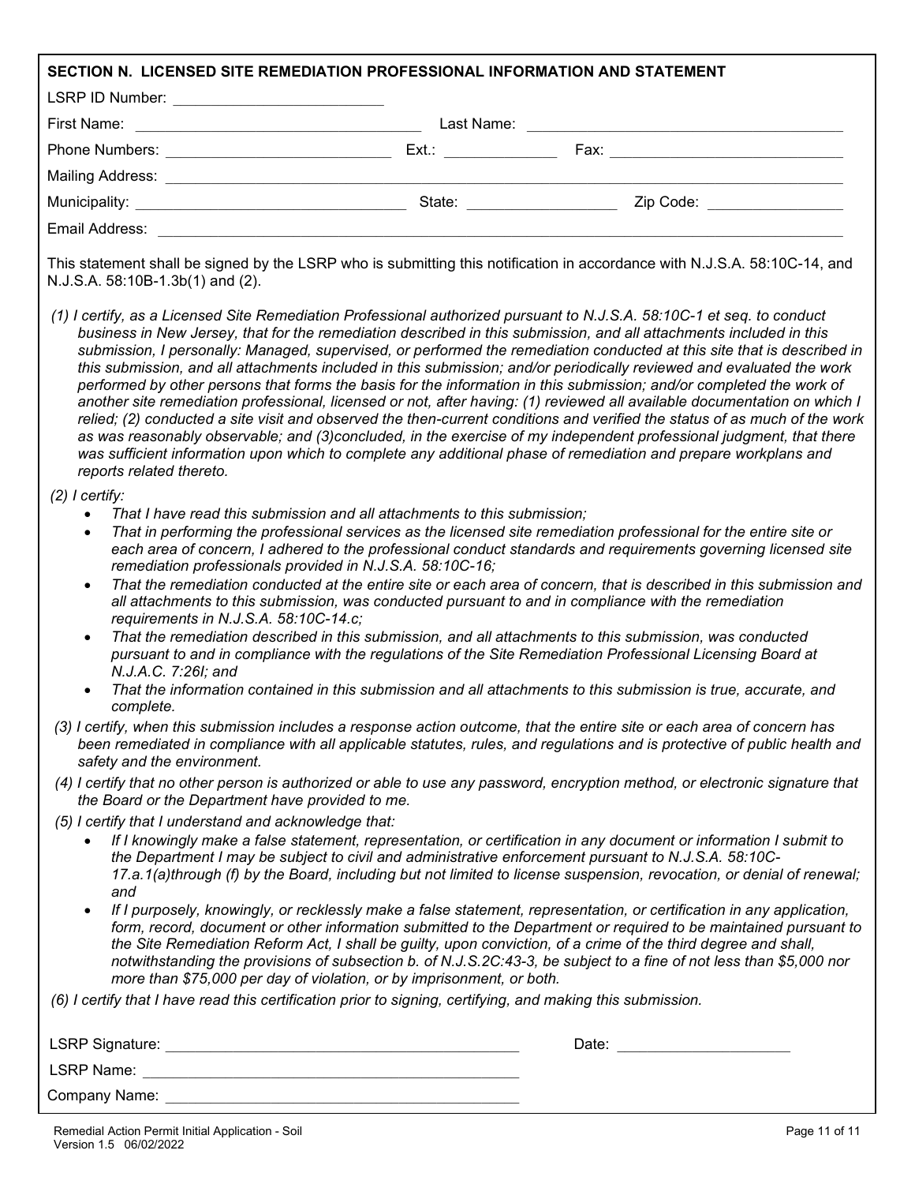## SECTION N. LICENSED SITE REMEDIATION PROFESSIONAL INFORMATION AND STATEMENT

LSRP ID Number: ________________________

First Name: ________________________ Last Name: ________________________

Phone Numbers: ________________________ Ext.: ____________ Fax: ________________________

Mailing Address: ________________________________________________

Municipality: ________________________ State: ______________ Zip Code: ______________

Email Address: ________________________________________________

This statement shall be signed by the LSRP who is submitting this notification in accordance with N.J.S.A. 58:10C-14, and N.J.S.A. 58:10B-1.3b(1) and (2).

*(1) I certify, as a Licensed Site Remediation Professional authorized pursuant to N.J.S.A. 58:10C-1 et seq. to conduct business in New Jersey, that for the remediation described in this submission, and all attachments included in this submission, I personally: Managed, supervised, or performed the remediation conducted at this site that is described in this submission, and all attachments included in this submission; and/or periodically reviewed and evaluated the work performed by other persons that forms the basis for the information in this submission; and/or completed the work of another site remediation professional, licensed or not, after having: (1) reviewed all available documentation on which I relied; (2) conducted a site visit and observed the then-current conditions and verified the status of as much of the work as was reasonably observable; and (3)concluded, in the exercise of my independent professional judgment, that there was sufficient information upon which to complete any additional phase of remediation and prepare workplans and reports related thereto.*

*(2) I certify:*

- *That I have read this submission and all attachments to this submission;*
- *That in performing the professional services as the licensed site remediation professional for the entire site or each area of concern, I adhered to the professional conduct standards and requirements governing licensed site remediation professionals provided in N.J.S.A. 58:10C-16;*
- *That the remediation conducted at the entire site or each area of concern, that is described in this submission and all attachments to this submission, was conducted pursuant to and in compliance with the remediation requirements in N.J.S.A. 58:10C-14.c;*
- *That the remediation described in this submission, and all attachments to this submission, was conducted pursuant to and in compliance with the regulations of the Site Remediation Professional Licensing Board at N.J.A.C. 7:26I; and*
- *That the information contained in this submission and all attachments to this submission is true, accurate, and complete.*

*(3) I certify, when this submission includes a response action outcome, that the entire site or each area of concern has been remediated in compliance with all applicable statutes, rules, and regulations and is protective of public health and safety and the environment.*

*(4) I certify that no other person is authorized or able to use any password, encryption method, or electronic signature that the Board or the Department have provided to me.*

*(5) I certify that I understand and acknowledge that:*

- *If I knowingly make a false statement, representation, or certification in any document or information I submit to the Department I may be subject to civil and administrative enforcement pursuant to N.J.S.A. 58:10C-17.a.1(a)through (f) by the Board, including but not limited to license suspension, revocation, or denial of renewal; and*
- *If I purposely, knowingly, or recklessly make a false statement, representation, or certification in any application, form, record, document or other information submitted to the Department or required to be maintained pursuant to the Site Remediation Reform Act, I shall be guilty, upon conviction, of a crime of the third degree and shall, notwithstanding the provisions of subsection b. of N.J.S.2C:43-3, be subject to a fine of not less than $5,000 nor more than $75,000 per day of violation, or by imprisonment, or both.*

*(6) I certify that I have read this certification prior to signing, certifying, and making this submission.*

LSRP Signature: ________________________________ Date: ____________________

LSRP Name: ________________________________

Company Name: ________________________________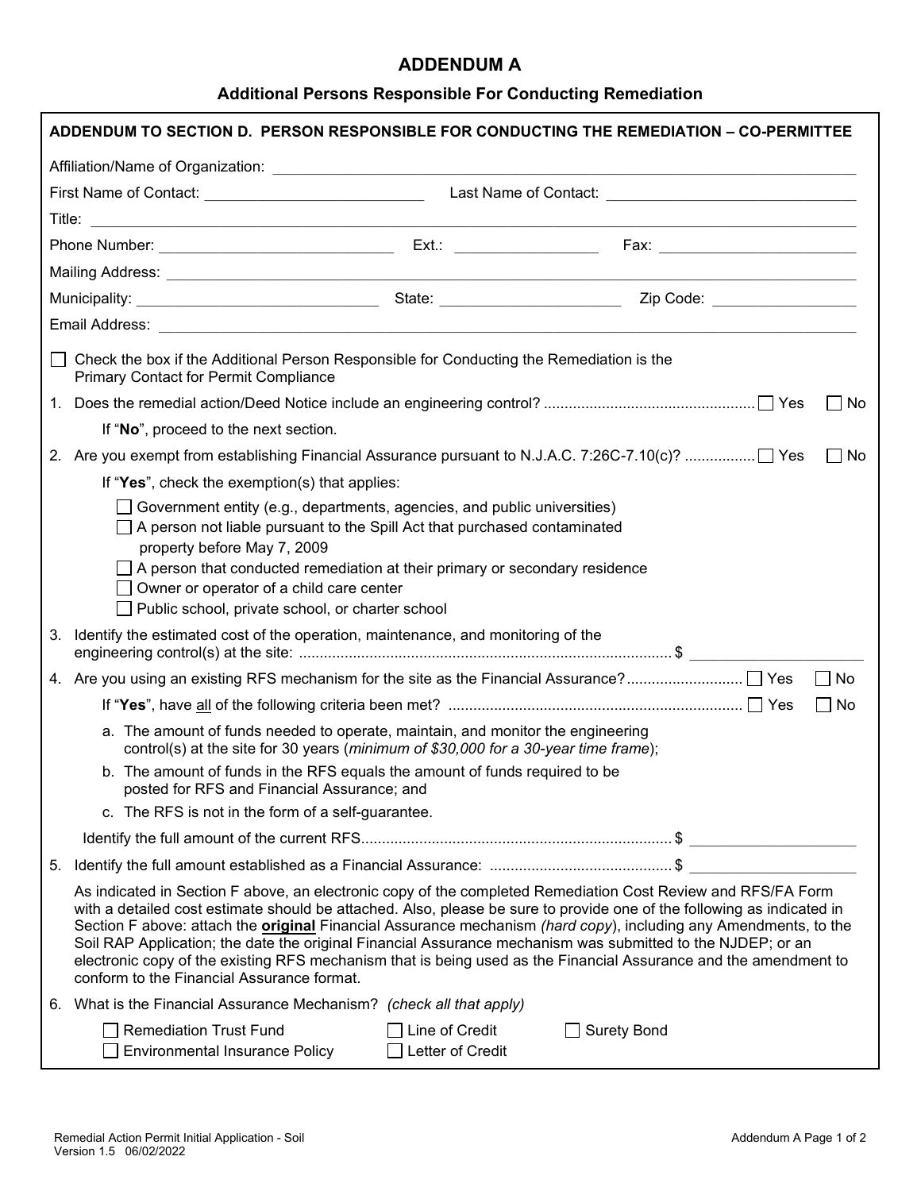# ADDENDUM A

## Additional Persons Responsible For Conducting Remediation

**ADDENDUM TO SECTION D. PERSON RESPONSIBLE FOR CONDUCTING THE REMEDIATION – CO-PERMITTEE**

Affiliation/Name of Organization: ______________________________

First Name of Contact: ______________________ Last Name of Contact: ______________________

Title: ______________________________

Phone Number: ______________________ Ext.: ____________ Fax: ______________________

Mailing Address: ______________________________

Municipality: ______________________ State: ______________ Zip Code: ______________

Email Address: ______________________________

☐ Check the box if the Additional Person Responsible for Conducting the Remediation is the Primary Contact for Permit Compliance

1. Does the remedial action/Deed Notice include an engineering control? .................................................. ☐ Yes ☐ No

   If "**No**", proceed to the next section.

2. Are you exempt from establishing Financial Assurance pursuant to N.J.A.C. 7:26C-7.10(c)? ................ ☐ Yes ☐ No

   If "**Yes**", check the exemption(s) that applies:

   ☐ Government entity (e.g., departments, agencies, and public universities)
   ☐ A person not liable pursuant to the Spill Act that purchased contaminated property before May 7, 2009
   ☐ A person that conducted remediation at their primary or secondary residence
   ☐ Owner or operator of a child care center
   ☐ Public school, private school, or charter school

3. Identify the estimated cost of the operation, maintenance, and monitoring of the engineering control(s) at the site: ......................................................................................... $ ______________

4. Are you using an existing RFS mechanism for the site as the Financial Assurance?........................... ☐ Yes ☐ No

   If "**Yes**", have all of the following criteria been met? ...................................................................... ☐ Yes ☐ No

   a. The amount of funds needed to operate, maintain, and monitor the engineering control(s) at the site for 30 years (*minimum of $30,000 for a 30-year time frame*);
   b. The amount of funds in the RFS equals the amount of funds required to be posted for RFS and Financial Assurance; and
   c. The RFS is not in the form of a self-guarantee.

   Identify the full amount of the current RFS.......................................................................... $ ______________

5. Identify the full amount established as a Financial Assurance: ........................................... $ ______________

   As indicated in Section F above, an electronic copy of the completed Remediation Cost Review and RFS/FA Form with a detailed cost estimate should be attached. Also, please be sure to provide one of the following as indicated in Section F above: attach the **original** Financial Assurance mechanism *(hard copy)*, including any Amendments, to the Soil RAP Application; the date the original Financial Assurance mechanism was submitted to the NJDEP; or an electronic copy of the existing RFS mechanism that is being used as the Financial Assurance and the amendment to conform to the Financial Assurance format.

6. What is the Financial Assurance Mechanism? *(check all that apply)*

   ☐ Remediation Trust Fund ☐ Line of Credit ☐ Surety Bond
   ☐ Environmental Insurance Policy ☐ Letter of Credit

Remedial Action Permit Initial Application - Soil
Version 1.5 06/02/2022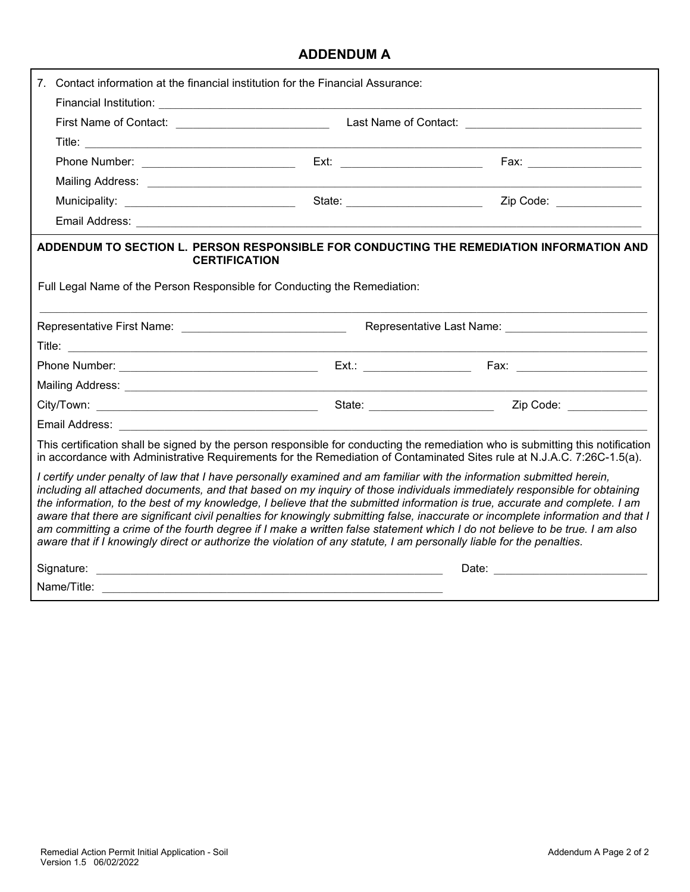## ADDENDUM A

7. Contact information at the financial institution for the Financial Assurance:

   Financial Institution: ______________________________

   First Name of Contact: ______________________ Last Name of Contact: ______________________

   Title: ______________________________

   Phone Number: ______________________ Ext: ______________________ Fax: ______________________

   Mailing Address: ______________________________

   Municipality: ______________________ State: ______________________ Zip Code: ______________________

   Email Address: ______________________________

**ADDENDUM TO SECTION L. PERSON RESPONSIBLE FOR CONDUCTING THE REMEDIATION INFORMATION AND CERTIFICATION**

Full Legal Name of the Person Responsible for Conducting the Remediation:

______________________________

Representative First Name: ______________________ Representative Last Name: ______________________

Title: ______________________________

Phone Number: ______________________ Ext.: ______________________ Fax: ______________________

Mailing Address: ______________________________

City/Town: ______________________ State: ______________________ Zip Code: ______________________

Email Address: ______________________________

This certification shall be signed by the person responsible for conducting the remediation who is submitting this notification in accordance with Administrative Requirements for the Remediation of Contaminated Sites rule at N.J.A.C. 7:26C-1.5(a).

*I certify under penalty of law that I have personally examined and am familiar with the information submitted herein, including all attached documents, and that based on my inquiry of those individuals immediately responsible for obtaining the information, to the best of my knowledge, I believe that the submitted information is true, accurate and complete. I am aware that there are significant civil penalties for knowingly submitting false, inaccurate or incomplete information and that I am committing a crime of the fourth degree if I make a written false statement which I do not believe to be true. I am also aware that if I knowingly direct or authorize the violation of any statute, I am personally liable for the penalties.*

Signature: ______________________________ Date: ______________________

Name/Title: ______________________________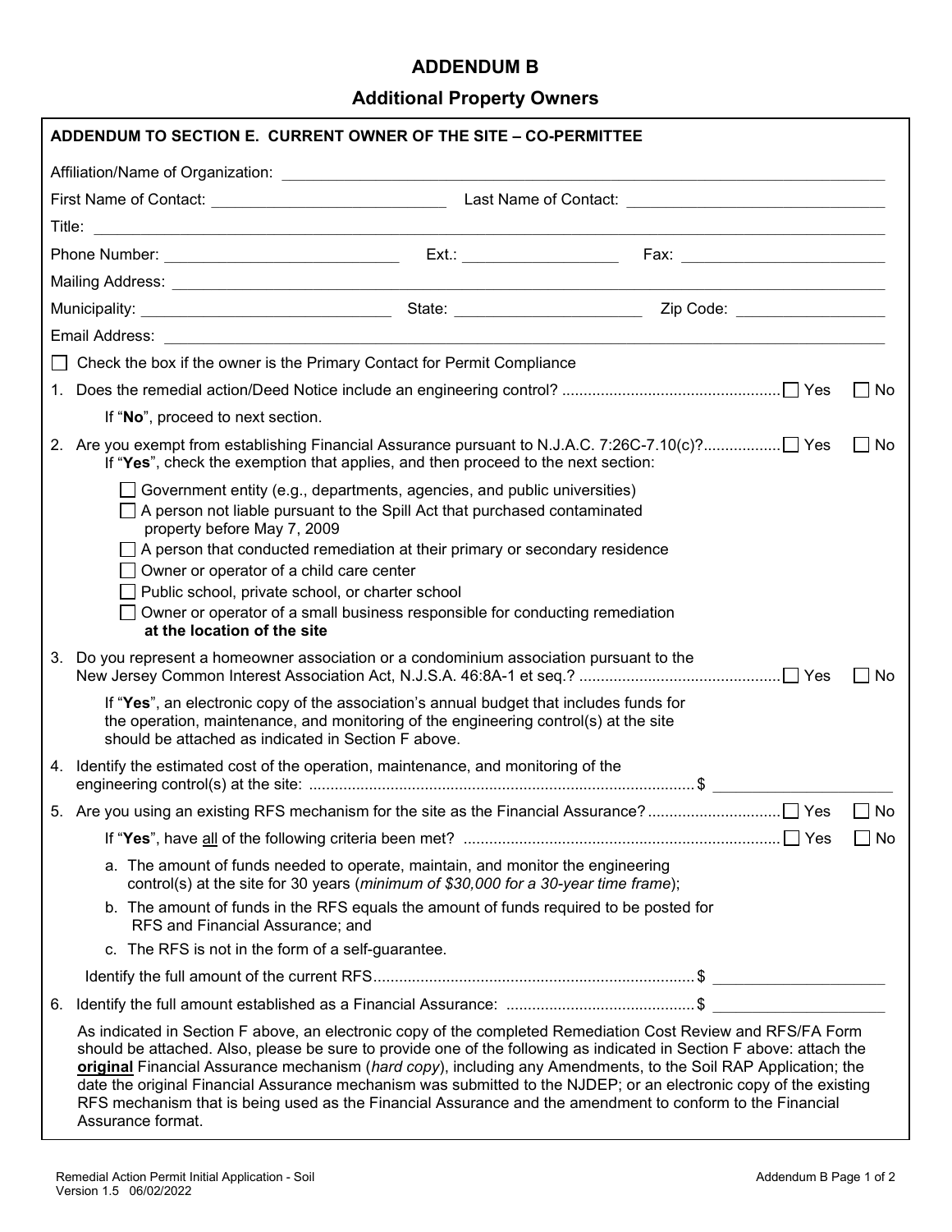# ADDENDUM B

## Additional Property Owners

**ADDENDUM TO SECTION E. CURRENT OWNER OF THE SITE – CO-PERMITTEE**

Affiliation/Name of Organization: ______________________________

First Name of Contact: ______________________ Last Name of Contact: ______________________

Title: ______________________________

Phone Number: ______________________ Ext.: ______________ Fax: ______________________

Mailing Address: ______________________________

Municipality: ______________________ State: ______________ Zip Code: ______________

Email Address: ______________________________

☐ Check the box if the owner is the Primary Contact for Permit Compliance

1. Does the remedial action/Deed Notice include an engineering control? ☐ Yes ☐ No

   If "**No**", proceed to next section.

2. Are you exempt from establishing Financial Assurance pursuant to N.J.A.C. 7:26C-7.10(c)? ☐ Yes ☐ No
   If "**Yes**", check the exemption that applies, and then proceed to the next section:

   ☐ Government entity (e.g., departments, agencies, and public universities)
   ☐ A person not liable pursuant to the Spill Act that purchased contaminated property before May 7, 2009
   ☐ A person that conducted remediation at their primary or secondary residence
   ☐ Owner or operator of a child care center
   ☐ Public school, private school, or charter school
   ☐ Owner or operator of a small business responsible for conducting remediation **at the location of the site**

3. Do you represent a homeowner association or a condominium association pursuant to the New Jersey Common Interest Association Act, N.J.S.A. 46:8A-1 et seq.? ☐ Yes ☐ No

   If "**Yes**", an electronic copy of the association's annual budget that includes funds for the operation, maintenance, and monitoring of the engineering control(s) at the site should be attached as indicated in Section F above.

4. Identify the estimated cost of the operation, maintenance, and monitoring of the engineering control(s) at the site: $ ______________

5. Are you using an existing RFS mechanism for the site as the Financial Assurance? ☐ Yes ☐ No

   If "**Yes**", have all of the following criteria been met? ☐ Yes ☐ No

   a. The amount of funds needed to operate, maintain, and monitor the engineering control(s) at the site for 30 years (*minimum of $30,000 for a 30-year time frame*);
   b. The amount of funds in the RFS equals the amount of funds required to be posted for RFS and Financial Assurance; and
   c. The RFS is not in the form of a self-guarantee.

   Identify the full amount of the current RFS $ ______________

6. Identify the full amount established as a Financial Assurance: $ ______________

   As indicated in Section F above, an electronic copy of the completed Remediation Cost Review and RFS/FA Form should be attached. Also, please be sure to provide one of the following as indicated in Section F above: attach the **original** Financial Assurance mechanism (*hard copy*), including any Amendments, to the Soil RAP Application; the date the original Financial Assurance mechanism was submitted to the NJDEP; or an electronic copy of the existing RFS mechanism that is being used as the Financial Assurance and the amendment to conform to the Financial Assurance format.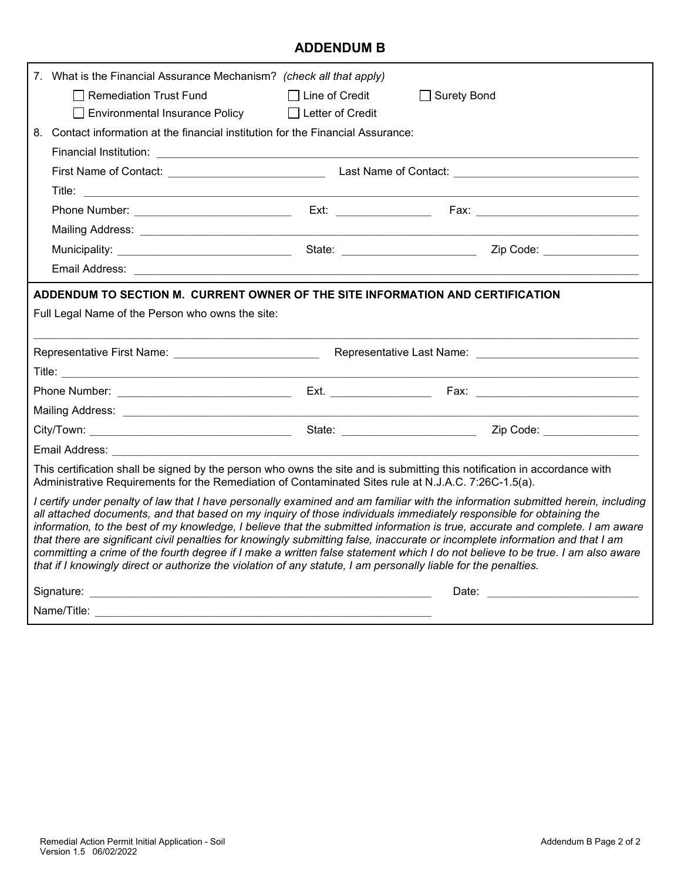# ADDENDUM B

7. What is the Financial Assurance Mechanism? *(check all that apply)*

   ☐ Remediation Trust Fund ☐ Line of Credit ☐ Surety Bond

   ☐ Environmental Insurance Policy ☐ Letter of Credit

8. Contact information at the financial institution for the Financial Assurance:

   Financial Institution: ______________________________

   First Name of Contact: ____________________ Last Name of Contact: ____________________

   Title: ______________________________

   Phone Number: ____________________ Ext: ____________ Fax: ____________________

   Mailing Address: ______________________________

   Municipality: ____________________ State: ____________________ Zip Code: ____________

   Email Address: ______________________________

**ADDENDUM TO SECTION M. CURRENT OWNER OF THE SITE INFORMATION AND CERTIFICATION**

Full Legal Name of the Person who owns the site:

______________________________

Representative First Name: ____________________ Representative Last Name: ____________________

Title: ______________________________

Phone Number: ____________________ Ext. ____________ Fax: ____________________

Mailing Address: ______________________________

City/Town: ____________________ State: ____________________ Zip Code: ____________

Email Address: ______________________________

This certification shall be signed by the person who owns the site and is submitting this notification in accordance with Administrative Requirements for the Remediation of Contaminated Sites rule at N.J.A.C. 7:26C-1.5(a).

*I certify under penalty of law that I have personally examined and am familiar with the information submitted herein, including all attached documents, and that based on my inquiry of those individuals immediately responsible for obtaining the information, to the best of my knowledge, I believe that the submitted information is true, accurate and complete. I am aware that there are significant civil penalties for knowingly submitting false, inaccurate or incomplete information and that I am committing a crime of the fourth degree if I make a written false statement which I do not believe to be true. I am also aware that if I knowingly direct or authorize the violation of any statute, I am personally liable for the penalties.*

Signature: ______________________________ Date: ____________________

Name/Title: ______________________________

Remedial Action Permit Initial Application - Soil
Version 1.5 06/02/2022